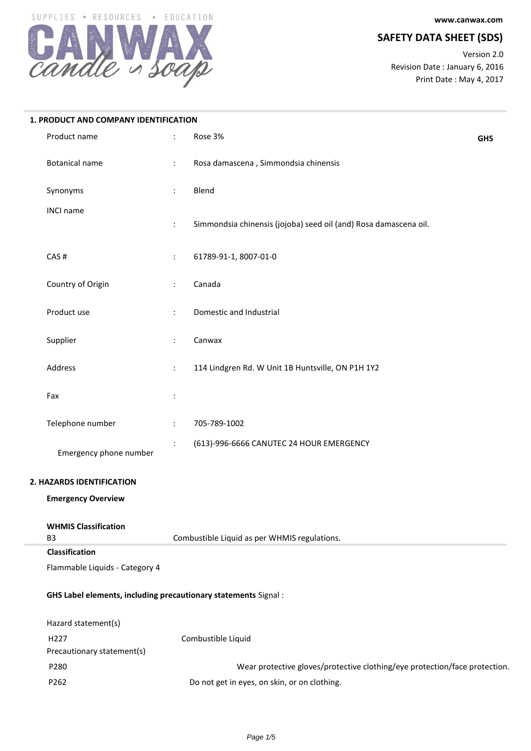SUPPLIES • RESOURCES • EDUCATION

**CANWAX** *candle & soap*

**www.canwax.com**

## SAFETY DATA SHEET (SDS)

Version 2.0
Revision Date : January 6, 2016
Print Date : May 4, 2017

### 1. PRODUCT AND COMPANY IDENTIFICATION

**GHS**

| | | |
|---|---|---|
| Product name | : | Rose 3% |
| Botanical name | : | Rosa damascena , Simmondsia chinensis |
| Synonyms | : | Blend |
| INCI name | : | Simmondsia chinensis (jojoba) seed oil (and) Rosa damascena oil. |
| CAS # | : | 61789-91-1, 8007-01-0 |
| Country of Origin | : | Canada |
| Product use | : | Domestic and Industrial |
| Supplier | : | Canwax |
| Address | : | 114 Lindgren Rd. W Unit 1B Huntsville, ON P1H 1Y2 |
| Fax | : | |
| Telephone number | : | 705-789-1002 |
| Emergency phone number | : | (613)-996-6666 CANUTEC 24 HOUR EMERGENCY |

### 2. HAZARDS IDENTIFICATION

**Emergency Overview**

**WHMIS Classification**

B3 Combustible Liquid as per WHMIS regulations.

**Classification**

Flammable Liquids - Category 4

**GHS Label elements, including precautionary statements** Signal :

Hazard statement(s)

| | |
|---|---|
| H227 | Combustible Liquid |

Precautionary statement(s)

| | |
|---|---|
| P280 | Wear protective gloves/protective clothing/eye protection/face protection. |
| P262 | Do not get in eyes, on skin, or on clothing. |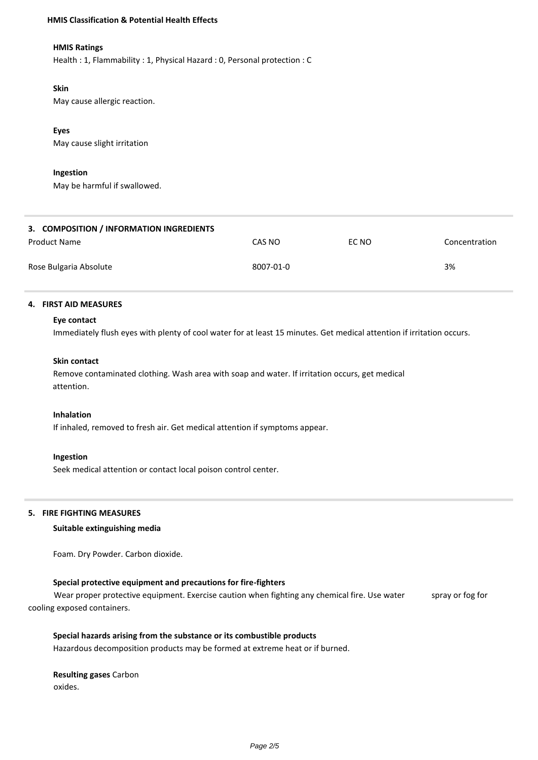**HMIS Classification & Potential Health Effects**

**HMIS Ratings**

Health : 1, Flammability : 1, Physical Hazard : 0, Personal protection : C

**Skin**

May cause allergic reaction.

**Eyes**

May cause slight irritation

**Ingestion**

May be harmful if swallowed.

## 3. COMPOSITION / INFORMATION INGREDIENTS

| Product Name | CAS NO | EC NO | Concentration |
|---|---|---|---|
| Rose Bulgaria Absolute | 8007-01-0 | | 3% |

## 4. FIRST AID MEASURES

**Eye contact**

Immediately flush eyes with plenty of cool water for at least 15 minutes. Get medical attention if irritation occurs.

**Skin contact**

Remove contaminated clothing. Wash area with soap and water. If irritation occurs, get medical attention.

**Inhalation**

If inhaled, removed to fresh air. Get medical attention if symptoms appear.

**Ingestion**

Seek medical attention or contact local poison control center.

## 5. FIRE FIGHTING MEASURES

**Suitable extinguishing media**

Foam. Dry Powder. Carbon dioxide.

**Special protective equipment and precautions for fire-fighters**

Wear proper protective equipment. Exercise caution when fighting any chemical fire. Use water spray or fog for cooling exposed containers.

**Special hazards arising from the substance or its combustible products**

Hazardous decomposition products may be formed at extreme heat or if burned.

**Resulting gases** Carbon oxides.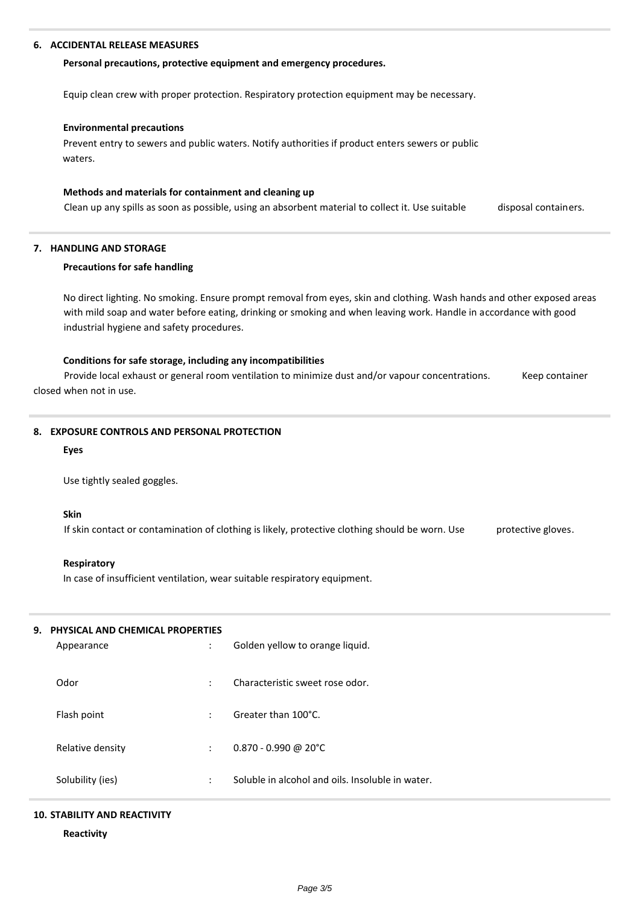## 6. ACCIDENTAL RELEASE MEASURES

### Personal precautions, protective equipment and emergency procedures.

Equip clean crew with proper protection. Respiratory protection equipment may be necessary.

### Environmental precautions

Prevent entry to sewers and public waters. Notify authorities if product enters sewers or public waters.

### Methods and materials for containment and cleaning up

Clean up any spills as soon as possible, using an absorbent material to collect it. Use suitable disposal containers.

## 7. HANDLING AND STORAGE

### Precautions for safe handling

No direct lighting. No smoking. Ensure prompt removal from eyes, skin and clothing. Wash hands and other exposed areas with mild soap and water before eating, drinking or smoking and when leaving work. Handle in accordance with good industrial hygiene and safety procedures.

### Conditions for safe storage, including any incompatibilities

Provide local exhaust or general room ventilation to minimize dust and/or vapour concentrations. Keep container closed when not in use.

## 8. EXPOSURE CONTROLS AND PERSONAL PROTECTION

### Eyes

Use tightly sealed goggles.

### Skin

If skin contact or contamination of clothing is likely, protective clothing should be worn. Use protective gloves.

### Respiratory

In case of insufficient ventilation, wear suitable respiratory equipment.

## 9. PHYSICAL AND CHEMICAL PROPERTIES

| Property | | Value |
|---|---|---|
| Appearance | : | Golden yellow to orange liquid. |
| Odor | : | Characteristic sweet rose odor. |
| Flash point | : | Greater than 100°C. |
| Relative density | : | 0.870 - 0.990 @ 20°C |
| Solubility (ies) | : | Soluble in alcohol and oils. Insoluble in water. |

## 10. STABILITY AND REACTIVITY

### Reactivity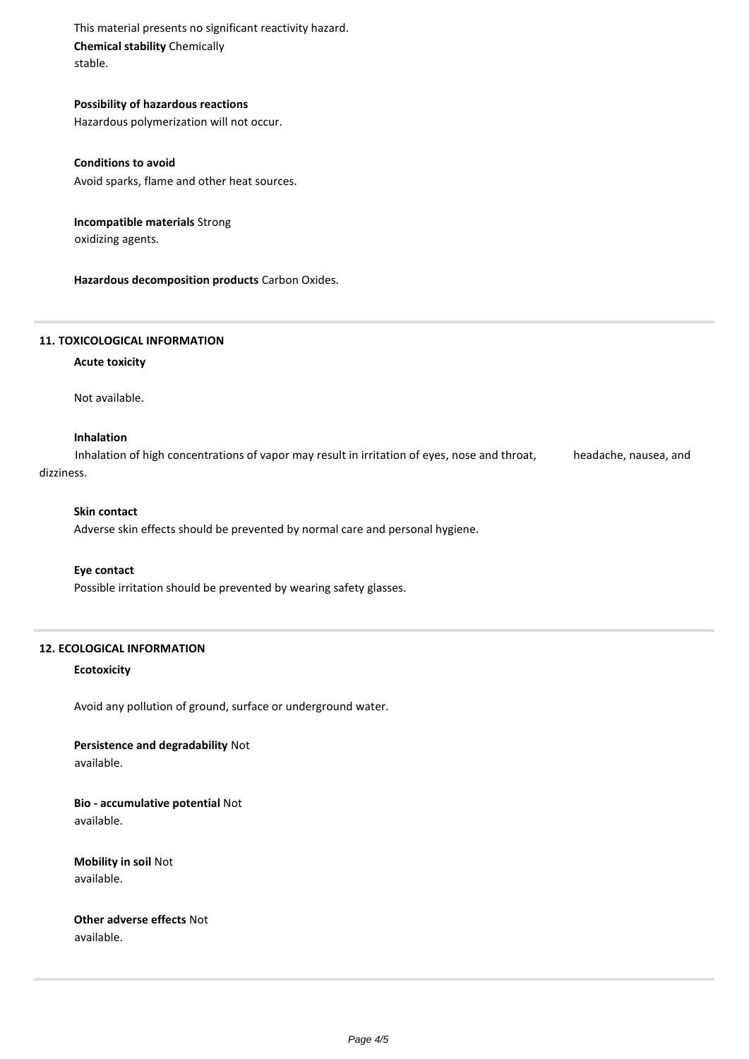This material presents no significant reactivity hazard.

**Chemical stability** Chemically stable.

**Possibility of hazardous reactions**

Hazardous polymerization will not occur.

**Conditions to avoid**

Avoid sparks, flame and other heat sources.

**Incompatible materials** Strong oxidizing agents.

**Hazardous decomposition products** Carbon Oxides.

## 11. TOXICOLOGICAL INFORMATION

**Acute toxicity**

Not available.

**Inhalation**

Inhalation of high concentrations of vapor may result in irritation of eyes, nose and throat, headache, nausea, and dizziness.

**Skin contact**

Adverse skin effects should be prevented by normal care and personal hygiene.

**Eye contact**

Possible irritation should be prevented by wearing safety glasses.

## 12. ECOLOGICAL INFORMATION

**Ecotoxicity**

Avoid any pollution of ground, surface or underground water.

**Persistence and degradability** Not available.

**Bio - accumulative potential** Not available.

**Mobility in soil** Not available.

**Other adverse effects** Not available.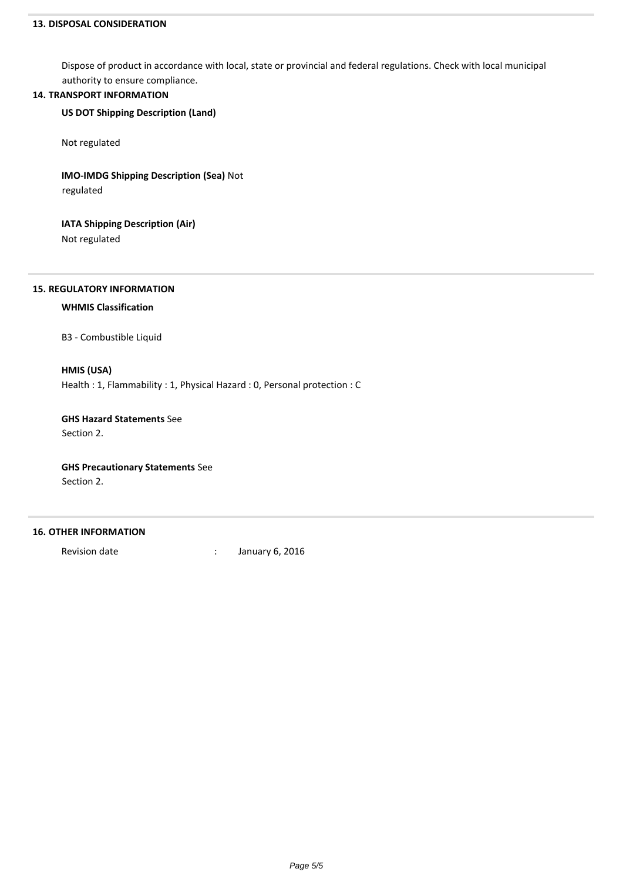## 13. DISPOSAL CONSIDERATION

Dispose of product in accordance with local, state or provincial and federal regulations. Check with local municipal authority to ensure compliance.

## 14. TRANSPORT INFORMATION

**US DOT Shipping Description (Land)**

Not regulated

**IMO-IMDG Shipping Description (Sea)** Not regulated

**IATA Shipping Description (Air)**
Not regulated

## 15. REGULATORY INFORMATION

**WHMIS Classification**

B3 - Combustible Liquid

**HMIS (USA)**
Health : 1, Flammability : 1, Physical Hazard : 0, Personal protection : C

**GHS Hazard Statements** See Section 2.

**GHS Precautionary Statements** See Section 2.

## 16. OTHER INFORMATION

Revision date : January 6, 2016